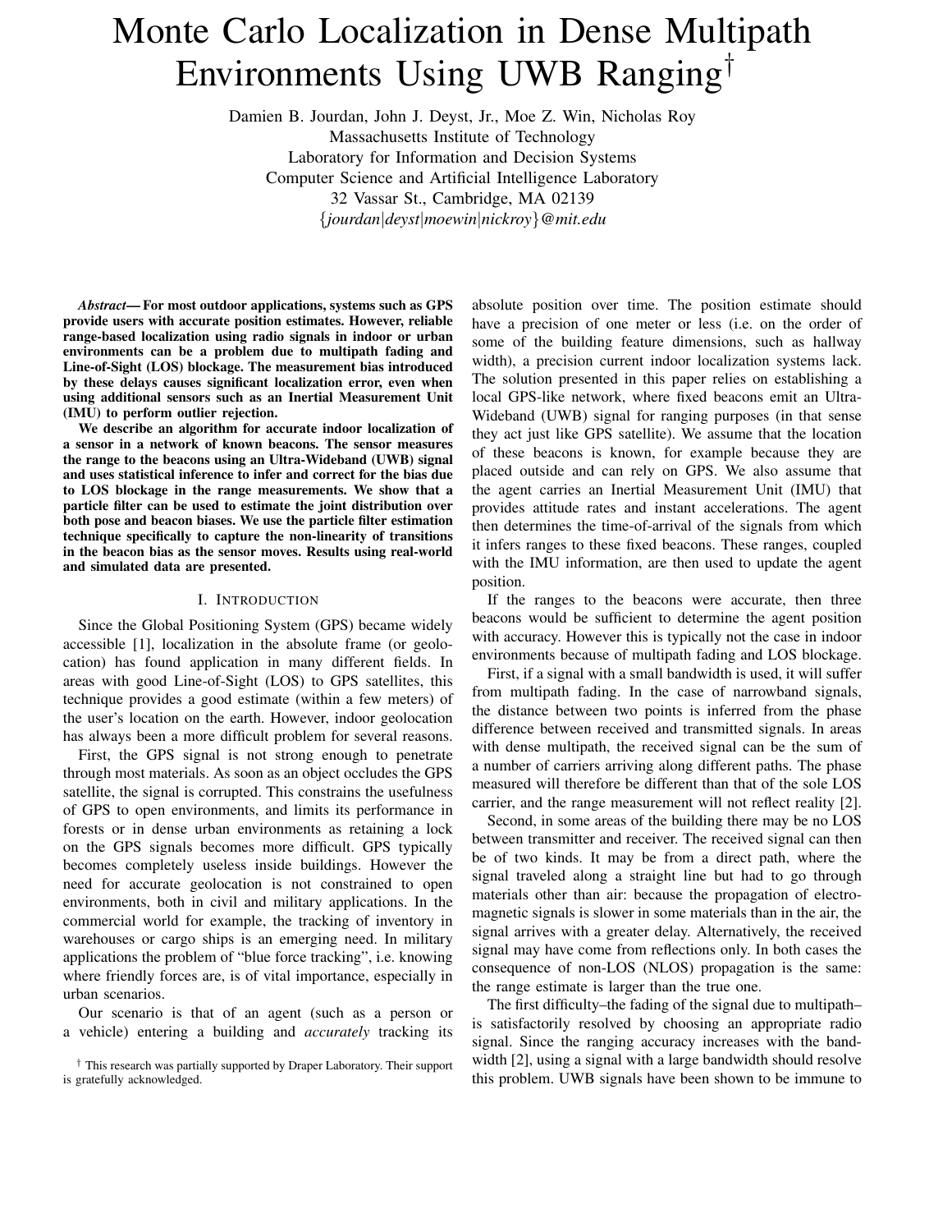# Monte Carlo Localization in Dense Multipath Environments Using UWB Ranging†

Damien B. Jourdan, John J. Deyst, Jr., Moe Z. Win, Nicholas Roy
Massachusetts Institute of Technology
Laboratory for Information and Decision Systems
Computer Science and Artificial Intelligence Laboratory
32 Vassar St., Cambridge, MA 02139
{*jourdan*|*deyst*|*moewin*|*nickroy*}*@mit.edu*

***Abstract*— For most outdoor applications, systems such as GPS provide users with accurate position estimates. However, reliable range-based localization using radio signals in indoor or urban environments can be a problem due to multipath fading and Line-of-Sight (LOS) blockage. The measurement bias introduced by these delays causes significant localization error, even when using additional sensors such as an Inertial Measurement Unit (IMU) to perform outlier rejection.**

**We describe an algorithm for accurate indoor localization of a sensor in a network of known beacons. The sensor measures the range to the beacons using an Ultra-Wideband (UWB) signal and uses statistical inference to infer and correct for the bias due to LOS blockage in the range measurements. We show that a particle filter can be used to estimate the joint distribution over both pose and beacon biases. We use the particle filter estimation technique specifically to capture the non-linearity of transitions in the beacon bias as the sensor moves. Results using real-world and simulated data are presented.**

## I. Introduction

Since the Global Positioning System (GPS) became widely accessible [1], localization in the absolute frame (or geolocation) has found application in many different fields. In areas with good Line-of-Sight (LOS) to GPS satellites, this technique provides a good estimate (within a few meters) of the user's location on the earth. However, indoor geolocation has always been a more difficult problem for several reasons.

First, the GPS signal is not strong enough to penetrate through most materials. As soon as an object occludes the GPS satellite, the signal is corrupted. This constrains the usefulness of GPS to open environments, and limits its performance in forests or in dense urban environments as retaining a lock on the GPS signals becomes more difficult. GPS typically becomes completely useless inside buildings. However the need for accurate geolocation is not constrained to open environments, both in civil and military applications. In the commercial world for example, the tracking of inventory in warehouses or cargo ships is an emerging need. In military applications the problem of "blue force tracking", i.e. knowing where friendly forces are, is of vital importance, especially in urban scenarios.

Our scenario is that of an agent (such as a person or a vehicle) entering a building and *accurately* tracking its absolute position over time. The position estimate should have a precision of one meter or less (i.e. on the order of some of the building feature dimensions, such as hallway width), a precision current indoor localization systems lack. The solution presented in this paper relies on establishing a local GPS-like network, where fixed beacons emit an Ultra-Wideband (UWB) signal for ranging purposes (in that sense they act just like GPS satellite). We assume that the location of these beacons is known, for example because they are placed outside and can rely on GPS. We also assume that the agent carries an Inertial Measurement Unit (IMU) that provides attitude rates and instant accelerations. The agent then determines the time-of-arrival of the signals from which it infers ranges to these fixed beacons. These ranges, coupled with the IMU information, are then used to update the agent position.

If the ranges to the beacons were accurate, then three beacons would be sufficient to determine the agent position with accuracy. However this is typically not the case in indoor environments because of multipath fading and LOS blockage.

First, if a signal with a small bandwidth is used, it will suffer from multipath fading. In the case of narrowband signals, the distance between two points is inferred from the phase difference between received and transmitted signals. In areas with dense multipath, the received signal can be the sum of a number of carriers arriving along different paths. The phase measured will therefore be different than that of the sole LOS carrier, and the range measurement will not reflect reality [2].

Second, in some areas of the building there may be no LOS between transmitter and receiver. The received signal can then be of two kinds. It may be from a direct path, where the signal traveled along a straight line but had to go through materials other than air: because the propagation of electromagnetic signals is slower in some materials than in the air, the signal arrives with a greater delay. Alternatively, the received signal may have come from reflections only. In both cases the consequence of non-LOS (NLOS) propagation is the same: the range estimate is larger than the true one.

The first difficulty–the fading of the signal due to multipath–is satisfactorily resolved by choosing an appropriate radio signal. Since the ranging accuracy increases with the bandwidth [2], using a signal with a large bandwidth should resolve this problem. UWB signals have been shown to be immune to

† This research was partially supported by Draper Laboratory. Their support is gratefully acknowledged.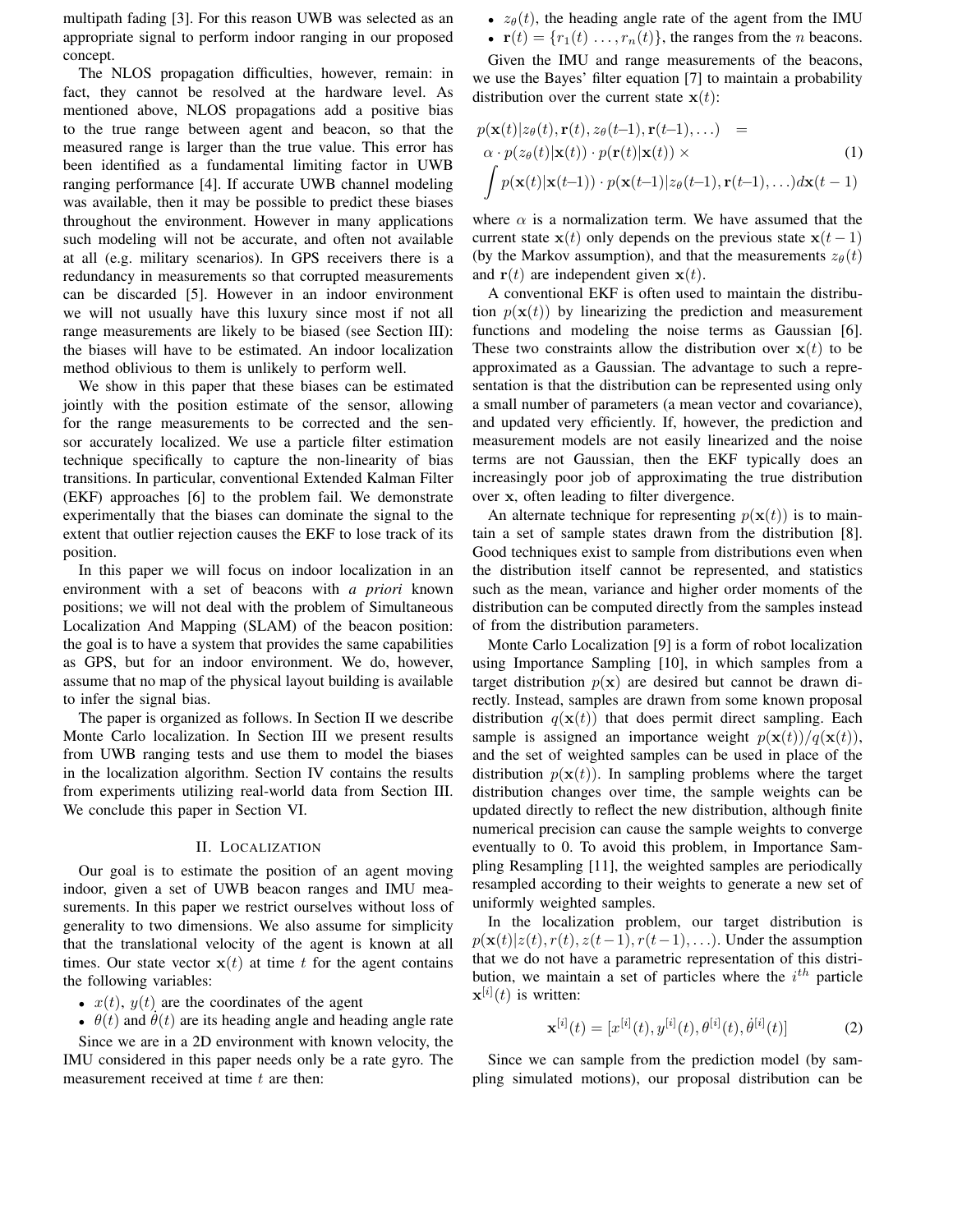multipath fading [3]. For this reason UWB was selected as an appropriate signal to perform indoor ranging in our proposed concept.

The NLOS propagation difficulties, however, remain: in fact, they cannot be resolved at the hardware level. As mentioned above, NLOS propagations add a positive bias to the true range between agent and beacon, so that the measured range is larger than the true value. This error has been identified as a fundamental limiting factor in UWB ranging performance [4]. If accurate UWB channel modeling was available, then it may be possible to predict these biases throughout the environment. However in many applications such modeling will not be accurate, and often not available at all (e.g. military scenarios). In GPS receivers there is a redundancy in measurements so that corrupted measurements can be discarded [5]. However in an indoor environment we will not usually have this luxury since most if not all range measurements are likely to be biased (see Section III): the biases will have to be estimated. An indoor localization method oblivious to them is unlikely to perform well.

We show in this paper that these biases can be estimated jointly with the position estimate of the sensor, allowing for the range measurements to be corrected and the sensor accurately localized. We use a particle filter estimation technique specifically to capture the non-linearity of bias transitions. In particular, conventional Extended Kalman Filter (EKF) approaches [6] to the problem fail. We demonstrate experimentally that the biases can dominate the signal to the extent that outlier rejection causes the EKF to lose track of its position.

In this paper we will focus on indoor localization in an environment with a set of beacons with *a priori* known positions; we will not deal with the problem of Simultaneous Localization And Mapping (SLAM) of the beacon position: the goal is to have a system that provides the same capabilities as GPS, but for an indoor environment. We do, however, assume that no map of the physical layout building is available to infer the signal bias.

The paper is organized as follows. In Section II we describe Monte Carlo localization. In Section III we present results from UWB ranging tests and use them to model the biases in the localization algorithm. Section IV contains the results from experiments utilizing real-world data from Section III. We conclude this paper in Section VI.

## II. Localization

Our goal is to estimate the position of an agent moving indoor, given a set of UWB beacon ranges and IMU measurements. In this paper we restrict ourselves without loss of generality to two dimensions. We also assume for simplicity that the translational velocity of the agent is known at all times. Our state vector $\mathbf{x}(t)$ at time $t$ for the agent contains the following variables:

- $x(t)$, $y(t)$ are the coordinates of the agent
- $\theta(t)$ and $\dot{\theta}(t)$ are its heading angle and heading angle rate

Since we are in a 2D environment with known velocity, the IMU considered in this paper needs only be a rate gyro. The measurement received at time $t$ are then:

- $z_\theta(t)$, the heading angle rate of the agent from the IMU
- $\mathbf{r}(t) = \{r_1(t) \ldots, r_n(t)\}$, the ranges from the $n$ beacons.

Given the IMU and range measurements of the beacons, we use the Bayes' filter equation [7] to maintain a probability distribution over the current state $\mathbf{x}(t)$:

$$
\begin{aligned}
p(\mathbf{x}(t)|z_\theta(t), \mathbf{r}(t), z_\theta(t{-}1), \mathbf{r}(t{-}1), \ldots) &= \\
\alpha \cdot p(z_\theta(t)|\mathbf{x}(t)) \cdot p(\mathbf{r}(t)|\mathbf{x}(t)) \times & \qquad (1)\\
\int p(\mathbf{x}(t)|\mathbf{x}(t{-}1)) \cdot p(\mathbf{x}(t{-}1)|z_\theta(t{-}1), \mathbf{r}(t{-}1), \ldots) d\mathbf{x}(t-1)
\end{aligned}
$$

where $\alpha$ is a normalization term. We have assumed that the current state $\mathbf{x}(t)$ only depends on the previous state $\mathbf{x}(t-1)$ (by the Markov assumption), and that the measurements $z_\theta(t)$ and $\mathbf{r}(t)$ are independent given $\mathbf{x}(t)$.

A conventional EKF is often used to maintain the distribution $p(\mathbf{x}(t))$ by linearizing the prediction and measurement functions and modeling the noise terms as Gaussian [6]. These two constraints allow the distribution over $\mathbf{x}(t)$ to be approximated as a Gaussian. The advantage to such a representation is that the distribution can be represented using only a small number of parameters (a mean vector and covariance), and updated very efficiently. If, however, the prediction and measurement models are not easily linearized and the noise terms are not Gaussian, then the EKF typically does an increasingly poor job of approximating the true distribution over $\mathbf{x}$, often leading to filter divergence.

An alternate technique for representing $p(\mathbf{x}(t))$ is to maintain a set of sample states drawn from the distribution [8]. Good techniques exist to sample from distributions even when the distribution itself cannot be represented, and statistics such as the mean, variance and higher order moments of the distribution can be computed directly from the samples instead of from the distribution parameters.

Monte Carlo Localization [9] is a form of robot localization using Importance Sampling [10], in which samples from a target distribution $p(\mathbf{x})$ are desired but cannot be drawn directly. Instead, samples are drawn from some known proposal distribution $q(\mathbf{x}(t))$ that does permit direct sampling. Each sample is assigned an importance weight $p(\mathbf{x}(t))/q(\mathbf{x}(t))$, and the set of weighted samples can be used in place of the distribution $p(\mathbf{x}(t))$. In sampling problems where the target distribution changes over time, the sample weights can be updated directly to reflect the new distribution, although finite numerical precision can cause the sample weights to converge eventually to 0. To avoid this problem, in Importance Sampling Resampling [11], the weighted samples are periodically resampled according to their weights to generate a new set of uniformly weighted samples.

In the localization problem, our target distribution is $p(\mathbf{x}(t)|z(t), r(t), z(t-1), r(t-1), \ldots)$. Under the assumption that we do not have a parametric representation of this distribution, we maintain a set of particles where the $i^{th}$ particle $\mathbf{x}^{[i]}(t)$ is written:

$$
\mathbf{x}^{[i]}(t) = [x^{[i]}(t), y^{[i]}(t), \theta^{[i]}(t), \dot{\theta}^{[i]}(t)] \qquad (2)
$$

Since we can sample from the prediction model (by sampling simulated motions), our proposal distribution can be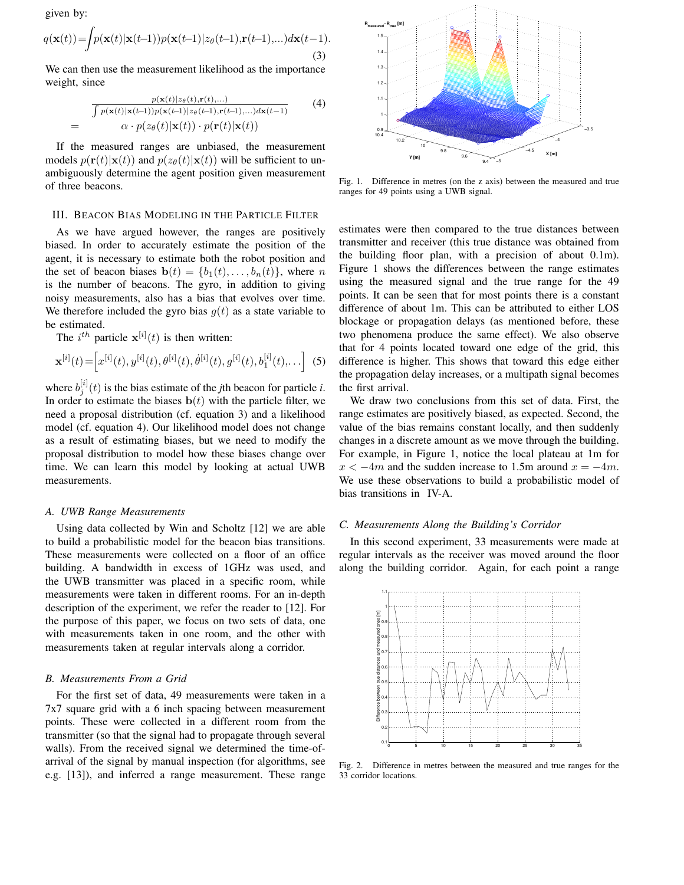given by:

$$q(\mathbf{x}(t)) = \int p(\mathbf{x}(t)|\mathbf{x}(t-1)) p(\mathbf{x}(t-1)|z_\theta(t-1), \mathbf{r}(t-1), ...) d\mathbf{x}(t-1). \quad (3)$$

We can then use the measurement likelihood as the importance weight, since

$$\frac{p(\mathbf{x}(t)|z_\theta(t), \mathbf{r}(t), ...)}{\int p(\mathbf{x}(t)|\mathbf{x}(t-1)) p(\mathbf{x}(t-1)|z_\theta(t-1), \mathbf{r}(t-1), ...) d\mathbf{x}(t-1)} \quad (4)$$
$$= \alpha \cdot p(z_\theta(t)|\mathbf{x}(t)) \cdot p(\mathbf{r}(t)|\mathbf{x}(t))$$

If the measured ranges are unbiased, the measurement models $p(\mathbf{r}(t)|\mathbf{x}(t))$ and $p(z_\theta(t)|\mathbf{x}(t))$ will be sufficient to unambiguously determine the agent position given measurement of three beacons.

## III. Beacon Bias Modeling in the Particle Filter

As we have argued however, the ranges are positively biased. In order to accurately estimate the position of the agent, it is necessary to estimate both the robot position and the set of beacon biases $\mathbf{b}(t) = \{b_1(t), \ldots, b_n(t)\}$, where $n$ is the number of beacons. The gyro, in addition to giving noisy measurements, also has a bias that evolves over time. We therefore included the gyro bias $g(t)$ as a state variable to be estimated.

The $i^{th}$ particle $\mathbf{x}^{[i]}(t)$ is then written:

$$\mathbf{x}^{[i]}(t) = \left[x^{[i]}(t), y^{[i]}(t), \theta^{[i]}(t), \dot{\theta}^{[i]}(t), g^{[i]}(t), b_1^{[i]}(t), \ldots\right] \quad (5)$$

where $b_j^{[i]}(t)$ is the bias estimate of the *j*th beacon for particle *i*. In order to estimate the biases $\mathbf{b}(t)$ with the particle filter, we need a proposal distribution (cf. equation 3) and a likelihood model (cf. equation 4). Our likelihood model does not change as a result of estimating biases, but we need to modify the proposal distribution to model how these biases change over time. We can learn this model by looking at actual UWB measurements.

### A. UWB Range Measurements

Using data collected by Win and Scholtz [12] we are able to build a probabilistic model for the beacon bias transitions. These measurements were collected on a floor of an office building. A bandwidth in excess of 1GHz was used, and the UWB transmitter was placed in a specific room, while measurements were taken in different rooms. For an in-depth description of the experiment, we refer the reader to [12]. For the purpose of this paper, we focus on two sets of data, one with measurements taken in one room, and the other with measurements taken at regular intervals along a corridor.

### B. Measurements From a Grid

For the first set of data, 49 measurements were taken in a 7x7 square grid with a 6 inch spacing between measurement points. These were collected in a different room from the transmitter (so that the signal had to propagate through several walls). From the received signal we determined the time-of-arrival of the signal by manual inspection (for algorithms, see e.g. [13]), and inferred a range measurement. These range estimates were then compared to the true distances between transmitter and receiver (this true distance was obtained from the building floor plan, with a precision of about 0.1m). Figure 1 shows the differences between the range estimates using the measured signal and the true range for the 49 points. It can be seen that for most points there is a constant difference of about 1m. This can be attributed to either LOS blockage or propagation delays (as mentioned before, these two phenomena produce the same effect). We also observe that for 4 points located toward one edge of the grid, this difference is higher. This shows that toward this edge either the propagation delay increases, or a multipath signal becomes the first arrival.

Fig. 1. Difference in metres (on the z axis) between the measured and true ranges for 49 points using a UWB signal.

We draw two conclusions from this set of data. First, the range estimates are positively biased, as expected. Second, the value of the bias remains constant locally, and then suddenly changes in a discrete amount as we move through the building. For example, in Figure 1, notice the local plateau at 1m for $x < -4m$ and the sudden increase to 1.5m around $x = -4m$. We use these observations to build a probabilistic model of bias transitions in IV-A.

### C. Measurements Along the Building's Corridor

In this second experiment, 33 measurements were made at regular intervals as the receiver was moved around the floor along the building corridor. Again, for each point a range

Fig. 2. Difference in metres between the measured and true ranges for the 33 corridor locations.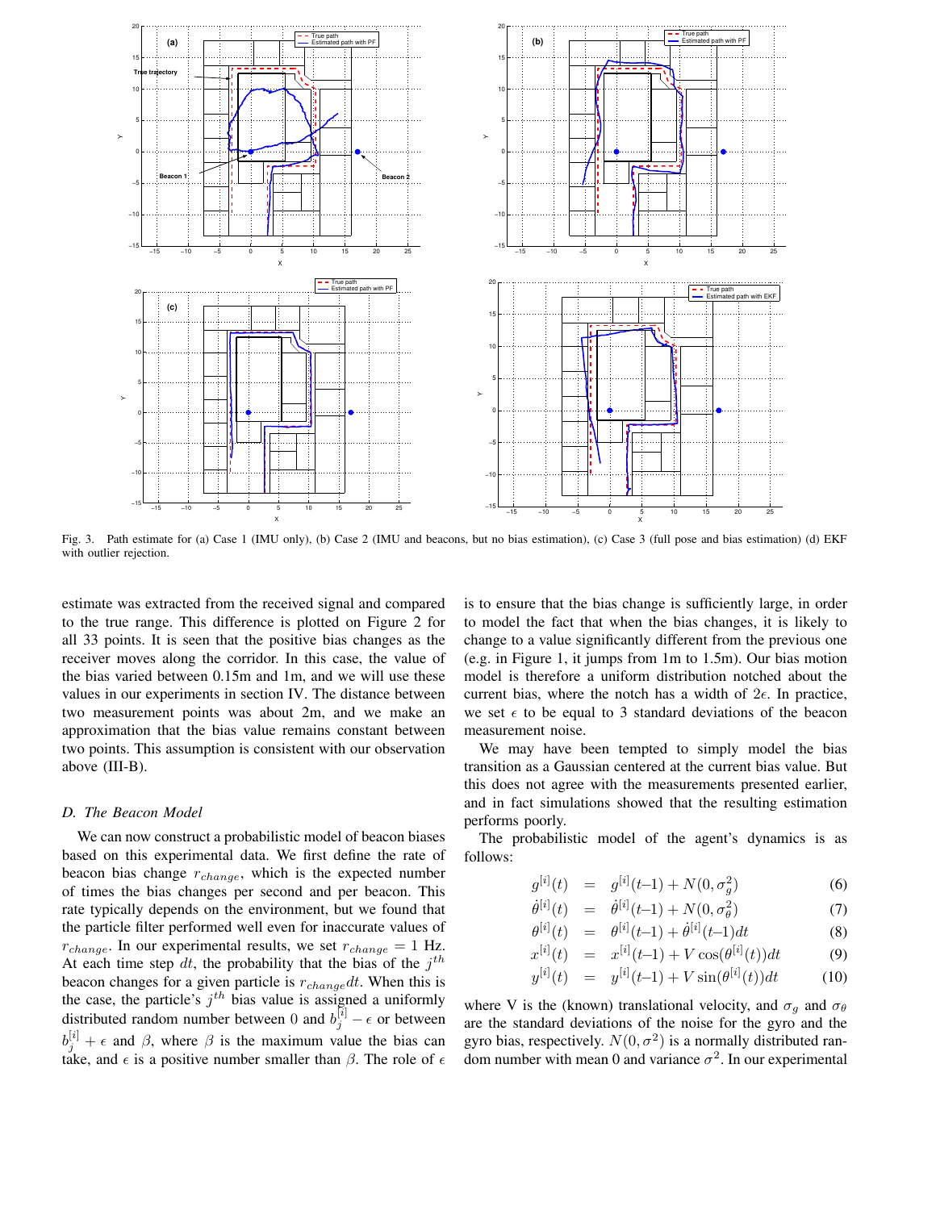Fig. 3. Path estimate for (a) Case 1 (IMU only), (b) Case 2 (IMU and beacons, but no bias estimation), (c) Case 3 (full pose and bias estimation) (d) EKF with outlier rejection.

estimate was extracted from the received signal and compared to the true range. This difference is plotted on Figure 2 for all 33 points. It is seen that the positive bias changes as the receiver moves along the corridor. In this case, the value of the bias varied between 0.15m and 1m, and we will use these values in our experiments in section IV. The distance between two measurement points was about 2m, and we make an approximation that the bias value remains constant between two points. This assumption is consistent with our observation above (III-B).

### D. The Beacon Model

We can now construct a probabilistic model of beacon biases based on this experimental data. We first define the rate of beacon bias change $r_{change}$, which is the expected number of times the bias changes per second and per beacon. This rate typically depends on the environment, but we found that the particle filter performed well even for inaccurate values of $r_{change}$. In our experimental results, we set $r_{change} = 1$ Hz. At each time step $dt$, the probability that the bias of the $j^{th}$ beacon changes for a given particle is $r_{change}dt$. When this is the case, the particle's $j^{th}$ bias value is assigned a uniformly distributed random number between 0 and $b_j^{[i]} - \epsilon$ or between $b_j^{[i]} + \epsilon$ and $\beta$, where $\beta$ is the maximum value the bias can take, and $\epsilon$ is a positive number smaller than $\beta$. The role of $\epsilon$ is to ensure that the bias change is sufficiently large, in order to model the fact that when the bias changes, it is likely to change to a value significantly different from the previous one (e.g. in Figure 1, it jumps from 1m to 1.5m). Our bias motion model is therefore a uniform distribution notched about the current bias, where the notch has a width of $2\epsilon$. In practice, we set $\epsilon$ to be equal to 3 standard deviations of the beacon measurement noise.

We may have been tempted to simply model the bias transition as a Gaussian centered at the current bias value. But this does not agree with the measurements presented earlier, and in fact simulations showed that the resulting estimation performs poorly.

The probabilistic model of the agent's dynamics is as follows:

$$g^{[i]}(t) = g^{[i]}(t{-}1) + N(0, \sigma_g^2) \quad (6)$$

$$\dot{\theta}^{[i]}(t) = \dot{\theta}^{[i]}(t{-}1) + N(0, \sigma_\theta^2) \quad (7)$$

$$\theta^{[i]}(t) = \theta^{[i]}(t{-}1) + \dot{\theta}^{[i]}(t{-}1)dt \quad (8)$$

$$x^{[i]}(t) = x^{[i]}(t{-}1) + V\cos(\theta^{[i]}(t))dt \quad (9)$$

$$y^{[i]}(t) = y^{[i]}(t{-}1) + V\sin(\theta^{[i]}(t))dt \quad (10)$$

where V is the (known) translational velocity, and $\sigma_g$ and $\sigma_\theta$ are the standard deviations of the noise for the gyro and the gyro bias, respectively. $N(0, \sigma^2)$ is a normally distributed random number with mean 0 and variance $\sigma^2$. In our experimental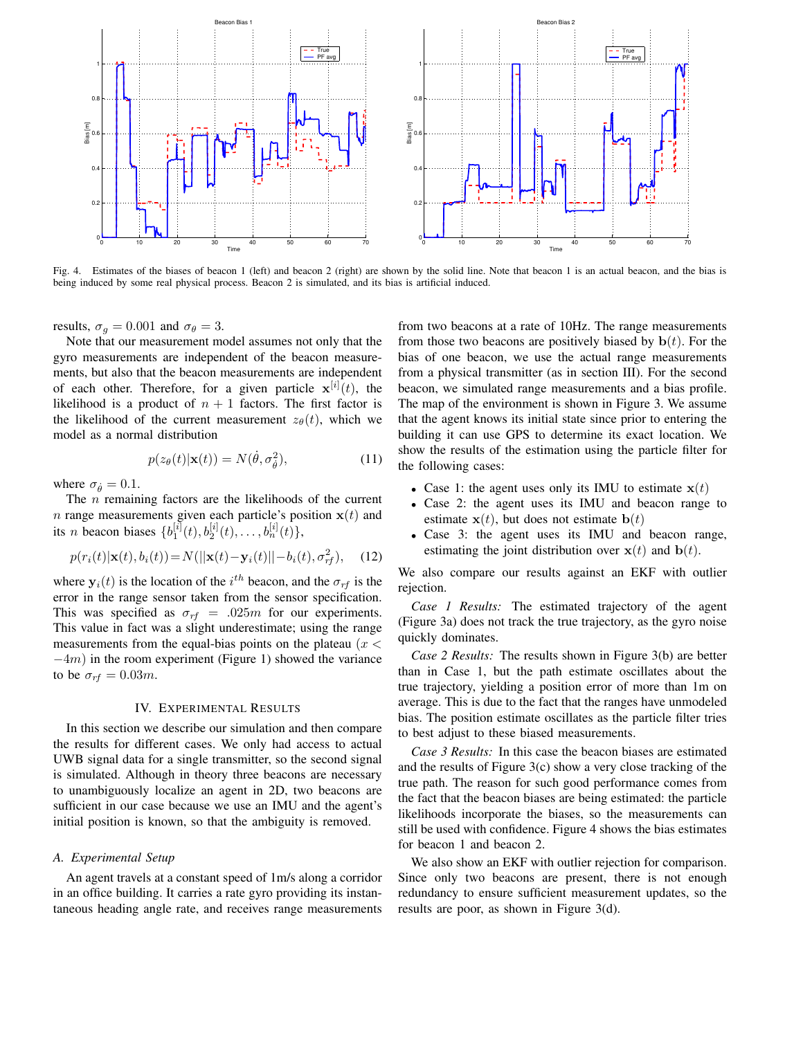Fig. 4. Estimates of the biases of beacon 1 (left) and beacon 2 (right) are shown by the solid line. Note that beacon 1 is an actual beacon, and the bias is being induced by some real physical process. Beacon 2 is simulated, and its bias is artificial induced.

results, $\sigma_g = 0.001$ and $\sigma_\theta = 3$.

Note that our measurement model assumes not only that the gyro measurements are independent of the beacon measurements, but also that the beacon measurements are independent of each other. Therefore, for a given particle $\mathbf{x}^{[i]}(t)$, the likelihood is a product of $n+1$ factors. The first factor is the likelihood of the current measurement $z_\theta(t)$, which we model as a normal distribution

$$p(z_\theta(t)|\mathbf{x}(t)) = N(\dot{\theta}, \sigma_{\dot{\theta}}^2), \tag{11}$$

where $\sigma_{\dot{\theta}} = 0.1$.

The $n$ remaining factors are the likelihoods of the current $n$ range measurements given each particle's position $\mathbf{x}(t)$ and its $n$ beacon biases $\{b_1^{[i]}(t), b_2^{[i]}(t), \ldots, b_n^{[i]}(t)\}$,

$$p(r_i(t)|\mathbf{x}(t), b_i(t)) = N(||\mathbf{x}(t) - \mathbf{y}_i(t)|| - b_i(t), \sigma_{rf}^2), \tag{12}$$

where $\mathbf{y}_i(t)$ is the location of the $i^{th}$ beacon, and the $\sigma_{rf}$ is the error in the range sensor taken from the sensor specification. This was specified as $\sigma_{rf} = .025m$ for our experiments. This value in fact was a slight underestimate; using the range measurements from the equal-bias points on the plateau ($x < -4m$) in the room experiment (Figure 1) showed the variance to be $\sigma_{rf} = 0.03m$.

## IV. Experimental Results

In this section we describe our simulation and then compare the results for different cases. We only had access to actual UWB signal data for a single transmitter, so the second signal is simulated. Although in theory three beacons are necessary to unambiguously localize an agent in 2D, two beacons are sufficient in our case because we use an IMU and the agent's initial position is known, so that the ambiguity is removed.

### A. Experimental Setup

An agent travels at a constant speed of 1m/s along a corridor in an office building. It carries a rate gyro providing its instantaneous heading angle rate, and receives range measurements from two beacons at a rate of 10Hz. The range measurements from those two beacons are positively biased by $\mathbf{b}(t)$. For the bias of one beacon, we use the actual range measurements from a physical transmitter (as in section III). For the second beacon, we simulated range measurements and a bias profile. The map of the environment is shown in Figure 3. We assume that the agent knows its initial state since prior to entering the building it can use GPS to determine its exact location. We show the results of the estimation using the particle filter for the following cases:

- Case 1: the agent uses only its IMU to estimate $\mathbf{x}(t)$
- Case 2: the agent uses its IMU and beacon range to estimate $\mathbf{x}(t)$, but does not estimate $\mathbf{b}(t)$
- Case 3: the agent uses its IMU and beacon range, estimating the joint distribution over $\mathbf{x}(t)$ and $\mathbf{b}(t)$.

We also compare our results against an EKF with outlier rejection.

*Case 1 Results:* The estimated trajectory of the agent (Figure 3a) does not track the true trajectory, as the gyro noise quickly dominates.

*Case 2 Results:* The results shown in Figure 3(b) are better than in Case 1, but the path estimate oscillates about the true trajectory, yielding a position error of more than 1m on average. This is due to the fact that the ranges have unmodeled bias. The position estimate oscillates as the particle filter tries to best adjust to these biased measurements.

*Case 3 Results:* In this case the beacon biases are estimated and the results of Figure 3(c) show a very close tracking of the true path. The reason for such good performance comes from the fact that the beacon biases are being estimated: the particle likelihoods incorporate the biases, so the measurements can still be used with confidence. Figure 4 shows the bias estimates for beacon 1 and beacon 2.

We also show an EKF with outlier rejection for comparison. Since only two beacons are present, there is not enough redundancy to ensure sufficient measurement updates, so the results are poor, as shown in Figure 3(d).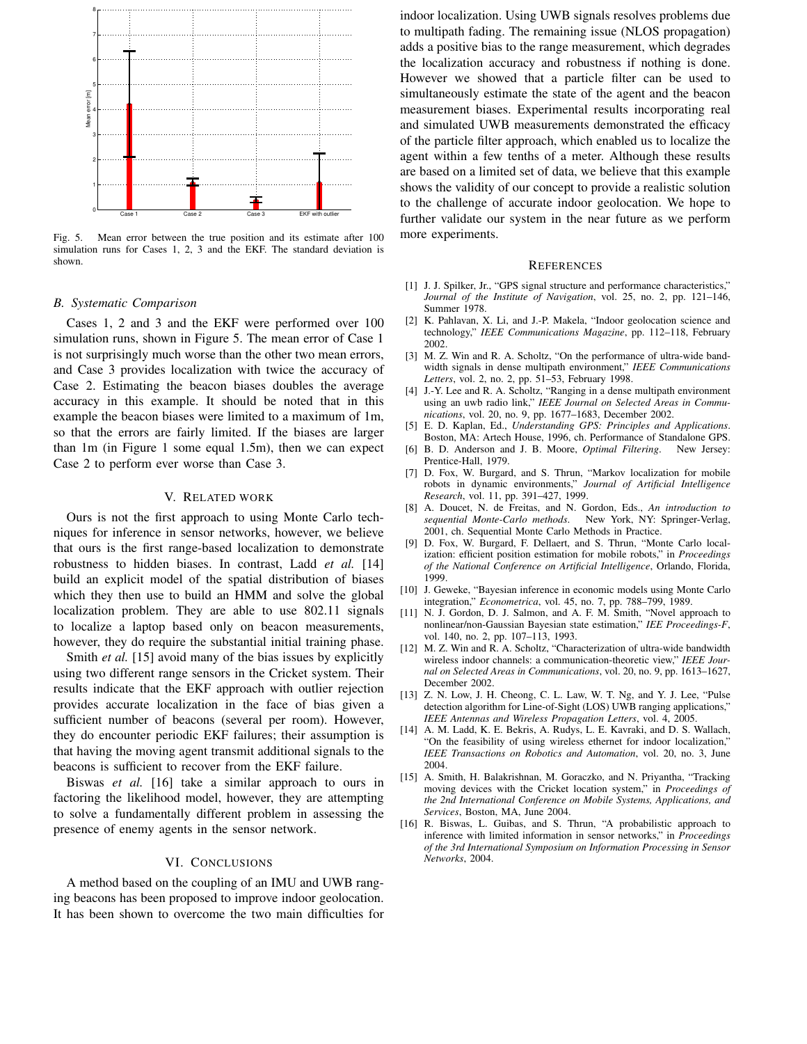8
7
6
5
4
3
2
1
0
Mean error [m]
Case 1
Case 2
Case 3
EKF with outlier

Fig. 5. Mean error between the true position and its estimate after 100 simulation runs for Cases 1, 2, 3 and the EKF. The standard deviation is shown.

### B. Systematic Comparison

Cases 1, 2 and 3 and the EKF were performed over 100 simulation runs, shown in Figure 5. The mean error of Case 1 is not surprisingly much worse than the other two mean errors, and Case 3 provides localization with twice the accuracy of Case 2. Estimating the beacon biases doubles the average accuracy in this example. It should be noted that in this example the beacon biases were limited to a maximum of 1m, so that the errors are fairly limited. If the biases are larger than 1m (in Figure 1 some equal 1.5m), then we can expect Case 2 to perform ever worse than Case 3.

## V. Related Work

Ours is not the first approach to using Monte Carlo techniques for inference in sensor networks, however, we believe that ours is the first range-based localization to demonstrate robustness to hidden biases. In contrast, Ladd *et al.* [14] build an explicit model of the spatial distribution of biases which they then use to build an HMM and solve the global localization problem. They are able to use 802.11 signals to localize a laptop based only on beacon measurements, however, they do require the substantial initial training phase.

Smith *et al.* [15] avoid many of the bias issues by explicitly using two different range sensors in the Cricket system. Their results indicate that the EKF approach with outlier rejection provides accurate localization in the face of bias given a sufficient number of beacons (several per room). However, they do encounter periodic EKF failures; their assumption is that having the moving agent transmit additional signals to the beacons is sufficient to recover from the EKF failure.

Biswas *et al.* [16] take a similar approach to ours in factoring the likelihood model, however, they are attempting to solve a fundamentally different problem in assessing the presence of enemy agents in the sensor network.

## VI. Conclusions

A method based on the coupling of an IMU and UWB ranging beacons has been proposed to improve indoor geolocation. It has been shown to overcome the two main difficulties for indoor localization. Using UWB signals resolves problems due to multipath fading. The remaining issue (NLOS propagation) adds a positive bias to the range measurement, which degrades the localization accuracy and robustness if nothing is done. However we showed that a particle filter can be used to simultaneously estimate the state of the agent and the beacon measurement biases. Experimental results incorporating real and simulated UWB measurements demonstrated the efficacy of the particle filter approach, which enabled us to localize the agent within a few tenths of a meter. Although these results are based on a limited set of data, we believe that this example shows the validity of our concept to provide a realistic solution to the challenge of accurate indoor geolocation. We hope to further validate our system in the near future as we perform more experiments.

## References

[1] J. J. Spilker, Jr., "GPS signal structure and performance characteristics," *Journal of the Institute of Navigation*, vol. 25, no. 2, pp. 121–146, Summer 1978.

[2] K. Pahlavan, X. Li, and J.-P. Makela, "Indoor geolocation science and technology," *IEEE Communications Magazine*, pp. 112–118, February 2002.

[3] M. Z. Win and R. A. Scholtz, "On the performance of ultra-wide bandwidth signals in dense multipath environment," *IEEE Communications Letters*, vol. 2, no. 2, pp. 51–53, February 1998.

[4] J.-Y. Lee and R. A. Scholtz, "Ranging in a dense multipath environment using an uwb radio link," *IEEE Journal on Selected Areas in Communications*, vol. 20, no. 9, pp. 1677–1683, December 2002.

[5] E. D. Kaplan, Ed., *Understanding GPS: Principles and Applications*. Boston, MA: Artech House, 1996, ch. Performance of Standalone GPS.

[6] B. D. Anderson and J. B. Moore, *Optimal Filtering*. New Jersey: Prentice-Hall, 1979.

[7] D. Fox, W. Burgard, and S. Thrun, "Markov localization for mobile robots in dynamic environments," *Journal of Artificial Intelligence Research*, vol. 11, pp. 391–427, 1999.

[8] A. Doucet, N. de Freitas, and N. Gordon, Eds., *An introduction to sequential Monte-Carlo methods*. New York, NY: Springer-Verlag, 2001, ch. Sequential Monte Carlo Methods in Practice.

[9] D. Fox, W. Burgard, F. Dellaert, and S. Thrun, "Monte Carlo localization: efficient position estimation for mobile robots," in *Proceedings of the National Conference on Artificial Intelligence*, Orlando, Florida, 1999.

[10] J. Geweke, "Bayesian inference in economic models using Monte Carlo integration," *Econometrica*, vol. 45, no. 7, pp. 788–799, 1989.

[11] N. J. Gordon, D. J. Salmon, and A. F. M. Smith, "Novel approach to nonlinear/non-Gaussian Bayesian state estimation," *IEE Proceedings-F*, vol. 140, no. 2, pp. 107–113, 1993.

[12] M. Z. Win and R. A. Scholtz, "Characterization of ultra-wide bandwidth wireless indoor channels: a communication-theoretic view," *IEEE Journal on Selected Areas in Communications*, vol. 20, no. 9, pp. 1613–1627, December 2002.

[13] Z. N. Low, J. H. Cheong, C. L. Law, W. T. Ng, and Y. J. Lee, "Pulse detection algorithm for Line-of-Sight (LOS) UWB ranging applications," *IEEE Antennas and Wireless Propagation Letters*, vol. 4, 2005.

[14] A. M. Ladd, K. E. Bekris, A. Rudys, L. E. Kavraki, and D. S. Wallach, "On the feasibility of using wireless ethernet for indoor localization," *IEEE Transactions on Robotics and Automation*, vol. 20, no. 3, June 2004.

[15] A. Smith, H. Balakrishnan, M. Goraczko, and N. Priyantha, "Tracking moving devices with the Cricket location system," in *Proceedings of the 2nd International Conference on Mobile Systems, Applications, and Services*, Boston, MA, June 2004.

[16] R. Biswas, L. Guibas, and S. Thrun, "A probabilistic approach to inference with limited information in sensor networks," in *Proceedings of the 3rd International Symposium on Information Processing in Sensor Networks*, 2004.